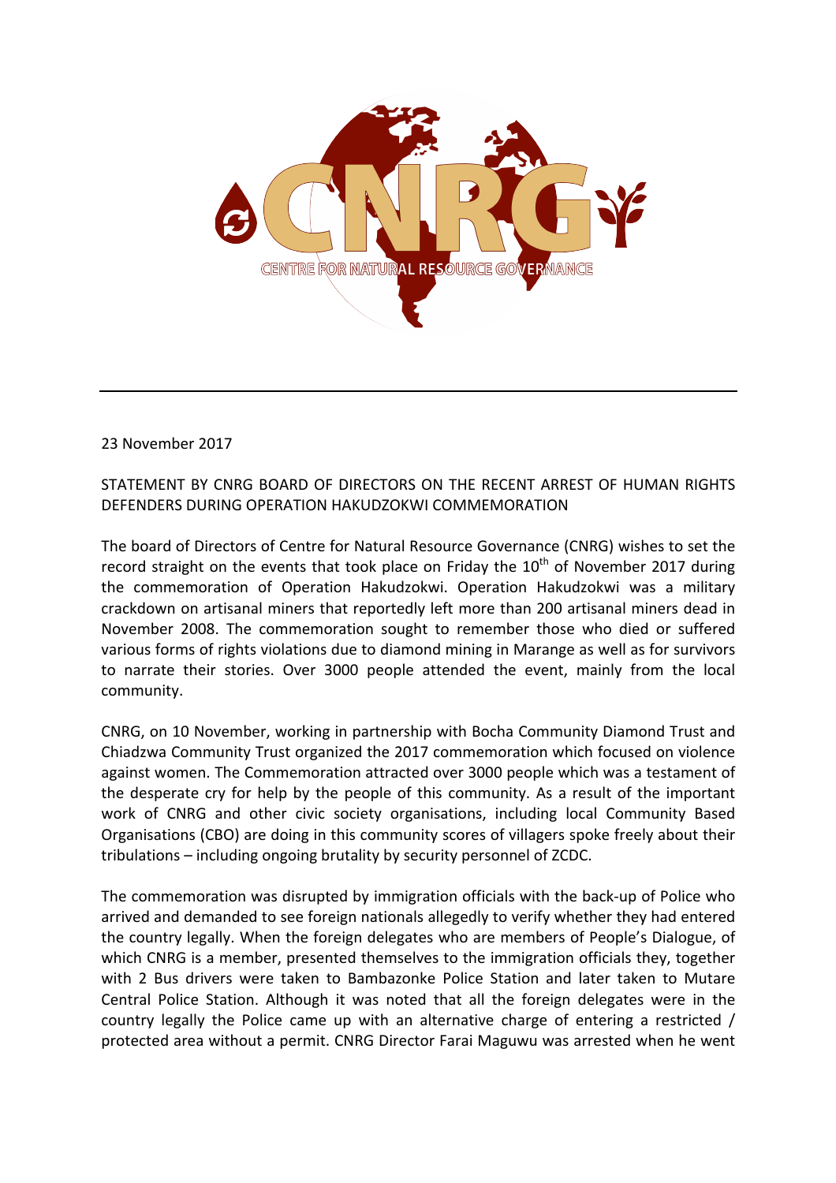CENTRE FOR NATURAL RESOURCE GOVERNANCE

23 November 2017

STATEMENT BY CNRG BOARD OF DIRECTORS ON THE RECENT ARREST OF HUMAN RIGHTS DEFENDERS DURING OPERATION HAKUDZOKWI COMMEMORATION

The board of Directors of Centre for Natural Resource Governance (CNRG) wishes to set the record straight on the events that took place on Friday the 10th of November 2017 during the commemoration of Operation Hakudzokwi. Operation Hakudzokwi was a military crackdown on artisanal miners that reportedly left more than 200 artisanal miners dead in November 2008. The commemoration sought to remember those who died or suffered various forms of rights violations due to diamond mining in Marange as well as for survivors to narrate their stories. Over 3000 people attended the event, mainly from the local community.

CNRG, on 10 November, working in partnership with Bocha Community Diamond Trust and Chiadzwa Community Trust organized the 2017 commemoration which focused on violence against women. The Commemoration attracted over 3000 people which was a testament of the desperate cry for help by the people of this community. As a result of the important work of CNRG and other civic society organisations, including local Community Based Organisations (CBO) are doing in this community scores of villagers spoke freely about their tribulations – including ongoing brutality by security personnel of ZCDC.

The commemoration was disrupted by immigration officials with the back-up of Police who arrived and demanded to see foreign nationals allegedly to verify whether they had entered the country legally. When the foreign delegates who are members of People's Dialogue, of which CNRG is a member, presented themselves to the immigration officials they, together with 2 Bus drivers were taken to Bambazonke Police Station and later taken to Mutare Central Police Station. Although it was noted that all the foreign delegates were in the country legally the Police came up with an alternative charge of entering a restricted / protected area without a permit. CNRG Director Farai Maguwu was arrested when he went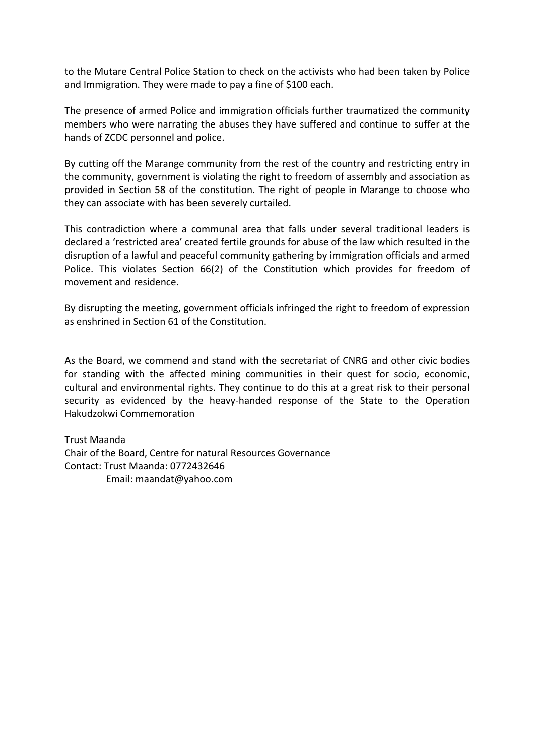to the Mutare Central Police Station to check on the activists who had been taken by Police and Immigration. They were made to pay a fine of $100 each.

The presence of armed Police and immigration officials further traumatized the community members who were narrating the abuses they have suffered and continue to suffer at the hands of ZCDC personnel and police.

By cutting off the Marange community from the rest of the country and restricting entry in the community, government is violating the right to freedom of assembly and association as provided in Section 58 of the constitution. The right of people in Marange to choose who they can associate with has been severely curtailed.

This contradiction where a communal area that falls under several traditional leaders is declared a 'restricted area' created fertile grounds for abuse of the law which resulted in the disruption of a lawful and peaceful community gathering by immigration officials and armed Police. This violates Section 66(2) of the Constitution which provides for freedom of movement and residence.

By disrupting the meeting, government officials infringed the right to freedom of expression as enshrined in Section 61 of the Constitution.

As the Board, we commend and stand with the secretariat of CNRG and other civic bodies for standing with the affected mining communities in their quest for socio, economic, cultural and environmental rights. They continue to do this at a great risk to their personal security as evidenced by the heavy-handed response of the State to the Operation Hakudzokwi Commemoration

Trust Maanda
Chair of the Board, Centre for natural Resources Governance
Contact: Trust Maanda: 0772432646
Email: maandat@yahoo.com